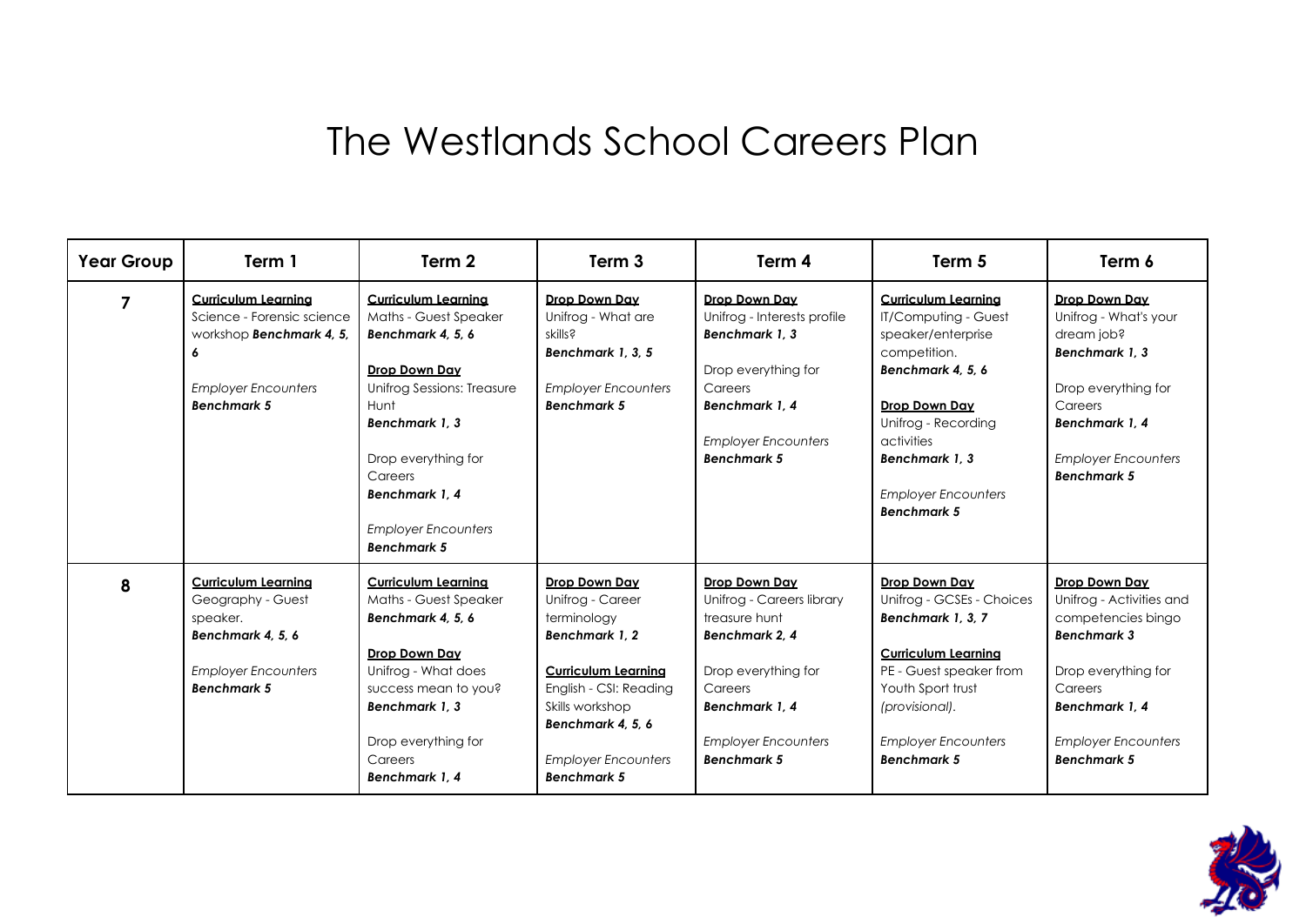# The Westlands School Careers Plan

| Year Group | Term 1 | Term 2 | Term 3 | Term 4 | Term 5 | Term 6 |
|---|---|---|---|---|---|---|
| **7** | **Curriculum Learning**<br>Science - Forensic science workshop **Benchmark 4, 5, 6**<br><br>*Employer Encounters*<br>***Benchmark 5*** | **Curriculum Learning**<br>Maths - Guest Speaker<br>***Benchmark 4, 5, 6***<br><br>**Drop Down Day**<br>Unifrog Sessions: Treasure Hunt<br>***Benchmark 1, 3***<br><br>Drop everything for Careers<br>***Benchmark 1, 4***<br><br>*Employer Encounters*<br>***Benchmark 5*** | **Drop Down Day**<br>Unifrog - What are skills?<br>***Benchmark 1, 3, 5***<br><br>*Employer Encounters*<br>***Benchmark 5*** | **Drop Down Day**<br>Unifrog - Interests profile<br>***Benchmark 1, 3***<br><br>Drop everything for Careers<br>***Benchmark 1, 4***<br><br>*Employer Encounters*<br>***Benchmark 5*** | **Curriculum Learning**<br>IT/Computing - Guest speaker/enterprise competition.<br>***Benchmark 4, 5, 6***<br><br>**Drop Down Day**<br>Unifrog - Recording activities<br>***Benchmark 1, 3***<br><br>*Employer Encounters*<br>***Benchmark 5*** | **Drop Down Day**<br>Unifrog - What's your dream job?<br>***Benchmark 1, 3***<br><br>Drop everything for Careers<br>***Benchmark 1, 4***<br><br>*Employer Encounters*<br>***Benchmark 5*** |
| **8** | **Curriculum Learning**<br>Geography - Guest speaker.<br>***Benchmark 4, 5, 6***<br><br>*Employer Encounters*<br>***Benchmark 5*** | **Curriculum Learning**<br>Maths - Guest Speaker<br>***Benchmark 4, 5, 6***<br><br>**Drop Down Day**<br>Unifrog - What does success mean to you?<br>***Benchmark 1, 3***<br><br>Drop everything for Careers<br>***Benchmark 1, 4*** | **Drop Down Day**<br>Unifrog - Career terminology<br>***Benchmark 1, 2***<br><br>**Curriculum Learning**<br>English - CSI: Reading Skills workshop<br>***Benchmark 4, 5, 6***<br><br>*Employer Encounters*<br>***Benchmark 5*** | **Drop Down Day**<br>Unifrog - Careers library treasure hunt<br>***Benchmark 2, 4***<br><br>Drop everything for Careers<br>***Benchmark 1, 4***<br><br>*Employer Encounters*<br>***Benchmark 5*** | **Drop Down Day**<br>Unifrog - GCSEs - Choices<br>***Benchmark 1, 3, 7***<br><br>**Curriculum Learning**<br>PE - Guest speaker from Youth Sport trust *(provisional)*.<br><br>*Employer Encounters*<br>***Benchmark 5*** | **Drop Down Day**<br>Unifrog - Activities and competencies bingo<br>***Benchmark 3***<br><br>Drop everything for Careers<br>***Benchmark 1, 4***<br><br>*Employer Encounters*<br>***Benchmark 5*** |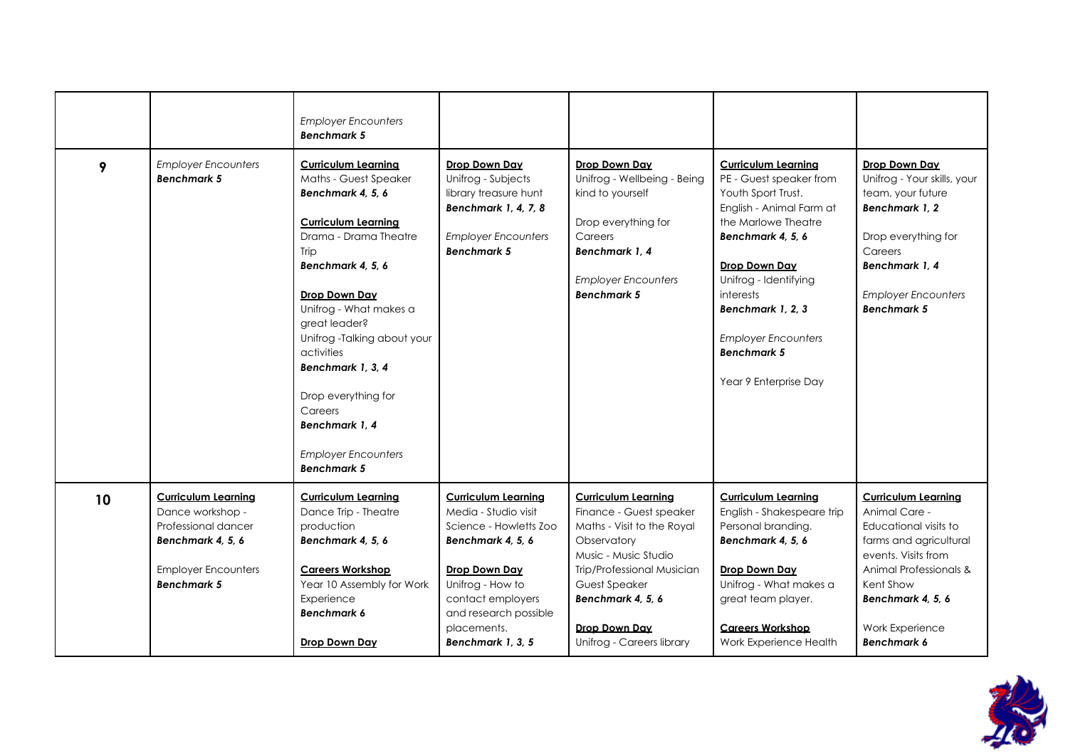|  |  |  |  |  |  |  |
|---|---|---|---|---|---|---|
|  |  | *Employer Encounters* **Benchmark 5** |  |  |  |  |
| **9** | *Employer Encounters* **Benchmark 5** | **Curriculum Learning** Maths - Guest Speaker **Benchmark 4, 5, 6** **Curriculum Learning** Drama - Drama Theatre Trip **Benchmark 4, 5, 6** **Drop Down Day** Unifrog - What makes a great leader? Unifrog -Talking about your activities **Benchmark 1, 3, 4** Drop everything for Careers **Benchmark 1, 4** *Employer Encounters* **Benchmark 5** | **Drop Down Day** Unifrog - Subjects library treasure hunt **Benchmark 1, 4, 7, 8** *Employer Encounters* **Benchmark 5** | **Drop Down Day** Unifrog - Wellbeing - Being kind to yourself Drop everything for Careers **Benchmark 1, 4** *Employer Encounters* **Benchmark 5** | **Curriculum Learning** PE - Guest speaker from Youth Sport Trust. English - Animal Farm at the Marlowe Theatre **Benchmark 4, 5, 6** **Drop Down Day** Unifrog - Identifying interests **Benchmark 1, 2, 3** *Employer Encounters* **Benchmark 5** Year 9 Enterprise Day | **Drop Down Day** Unifrog - Your skills, your team, your future **Benchmark 1, 2** Drop everything for Careers **Benchmark 1, 4** *Employer Encounters* **Benchmark 5** |
| **10** | **Curriculum Learning** Dance workshop - Professional dancer **Benchmark 4, 5, 6** Employer Encounters **Benchmark 5** | **Curriculum Learning** Dance Trip - Theatre production **Benchmark 4, 5, 6** **Careers Workshop** Year 10 Assembly for Work Experience **Benchmark 6** **Drop Down Day** | **Curriculum Learning** Media - Studio visit Science - Howletts Zoo **Benchmark 4, 5, 6** **Drop Down Day** Unifrog - How to contact employers and research possible placements. **Benchmark 1, 3, 5** | **Curriculum Learning** Finance - Guest speaker Maths - Visit to the Royal Observatory Music - Music Studio Trip/Professional Musician Guest Speaker **Benchmark 4, 5, 6** **Drop Down Day** Unifrog - Careers library | **Curriculum Learning** English - Shakespeare trip Personal branding. **Benchmark 4, 5, 6** **Drop Down Day** Unifrog - What makes a great team player. **Careers Workshop** Work Experience Health | **Curriculum Learning** Animal Care - Educational visits to farms and agricultural events. Visits from Animal Professionals & Kent Show **Benchmark 4, 5, 6** Work Experience **Benchmark 6** |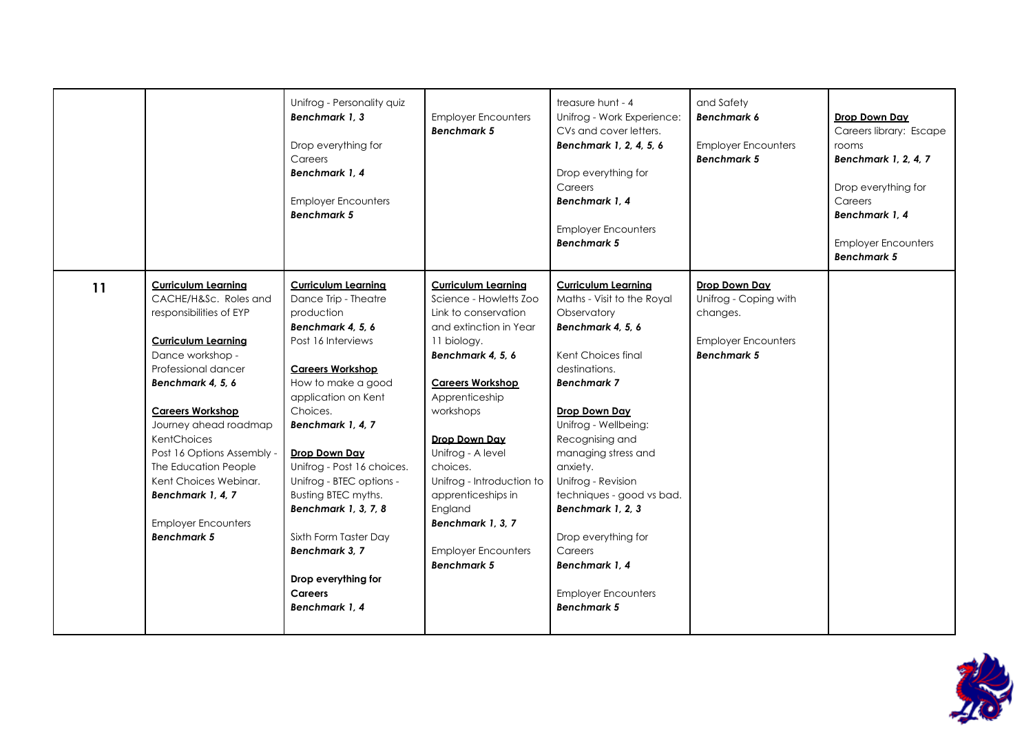| | | | | | | |
|---|---|---|---|---|---|---|
| | | Unifrog - Personality quiz<br>***Benchmark 1, 3***<br><br>Drop everything for Careers<br>***Benchmark 1, 4***<br><br>Employer Encounters<br>***Benchmark 5*** | Employer Encounters<br>***Benchmark 5*** | treasure hunt - 4<br>Unifrog - Work Experience: CVs and cover letters.<br>***Benchmark 1, 2, 4, 5, 6***<br><br>Drop everything for Careers<br>***Benchmark 1, 4***<br><br>Employer Encounters<br>***Benchmark 5*** | and Safety<br>***Benchmark 6***<br><br>Employer Encounters<br>***Benchmark 5*** | **Drop Down Day**<br>Careers library: Escape rooms<br>***Benchmark 1, 2, 4, 7***<br><br>Drop everything for Careers<br>***Benchmark 1, 4***<br><br>Employer Encounters<br>***Benchmark 5*** |
| **11** | **Curriculum Learning**<br>CACHE/H&Sc. Roles and responsibilities of EYP<br><br>**Curriculum Learning**<br>Dance workshop - Professional dancer<br>***Benchmark 4, 5, 6***<br><br>**Careers Workshop**<br>Journey ahead roadmap KentChoices<br>Post 16 Options Assembly - The Education People<br>Kent Choices Webinar.<br>***Benchmark 1, 4, 7***<br><br>Employer Encounters<br>***Benchmark 5*** | **Curriculum Learning**<br>Dance Trip - Theatre production<br>***Benchmark 4, 5, 6***<br>Post 16 Interviews<br><br>**Careers Workshop**<br>How to make a good application on Kent Choices.<br>***Benchmark 1, 4, 7***<br><br>**Drop Down Day**<br>Unifrog - Post 16 choices.<br>Unifrog - BTEC options - Busting BTEC myths.<br>***Benchmark 1, 3, 7, 8***<br><br>Sixth Form Taster Day<br>***Benchmark 3, 7***<br><br>**Drop everything for Careers**<br>***Benchmark 1, 4*** | **Curriculum Learning**<br>Science - Howletts Zoo Link to conservation and extinction in Year 11 biology.<br>***Benchmark 4, 5, 6***<br><br>**Careers Workshop**<br>Apprenticeship workshops<br><br>**Drop Down Day**<br>Unifrog - A level choices.<br>Unifrog - Introduction to apprenticeships in England<br>***Benchmark 1, 3, 7***<br><br>Employer Encounters<br>***Benchmark 5*** | **Curriculum Learning**<br>Maths - Visit to the Royal Observatory<br>***Benchmark 4, 5, 6***<br><br>Kent Choices final destinations.<br>***Benchmark 7***<br><br>**Drop Down Day**<br>Unifrog - Wellbeing: Recognising and managing stress and anxiety.<br>Unifrog - Revision techniques - good vs bad.<br>***Benchmark 1, 2, 3***<br><br>Drop everything for Careers<br>***Benchmark 1, 4***<br><br>Employer Encounters<br>***Benchmark 5*** | **Drop Down Day**<br>Unifrog - Coping with changes.<br><br>Employer Encounters<br>***Benchmark 5*** | |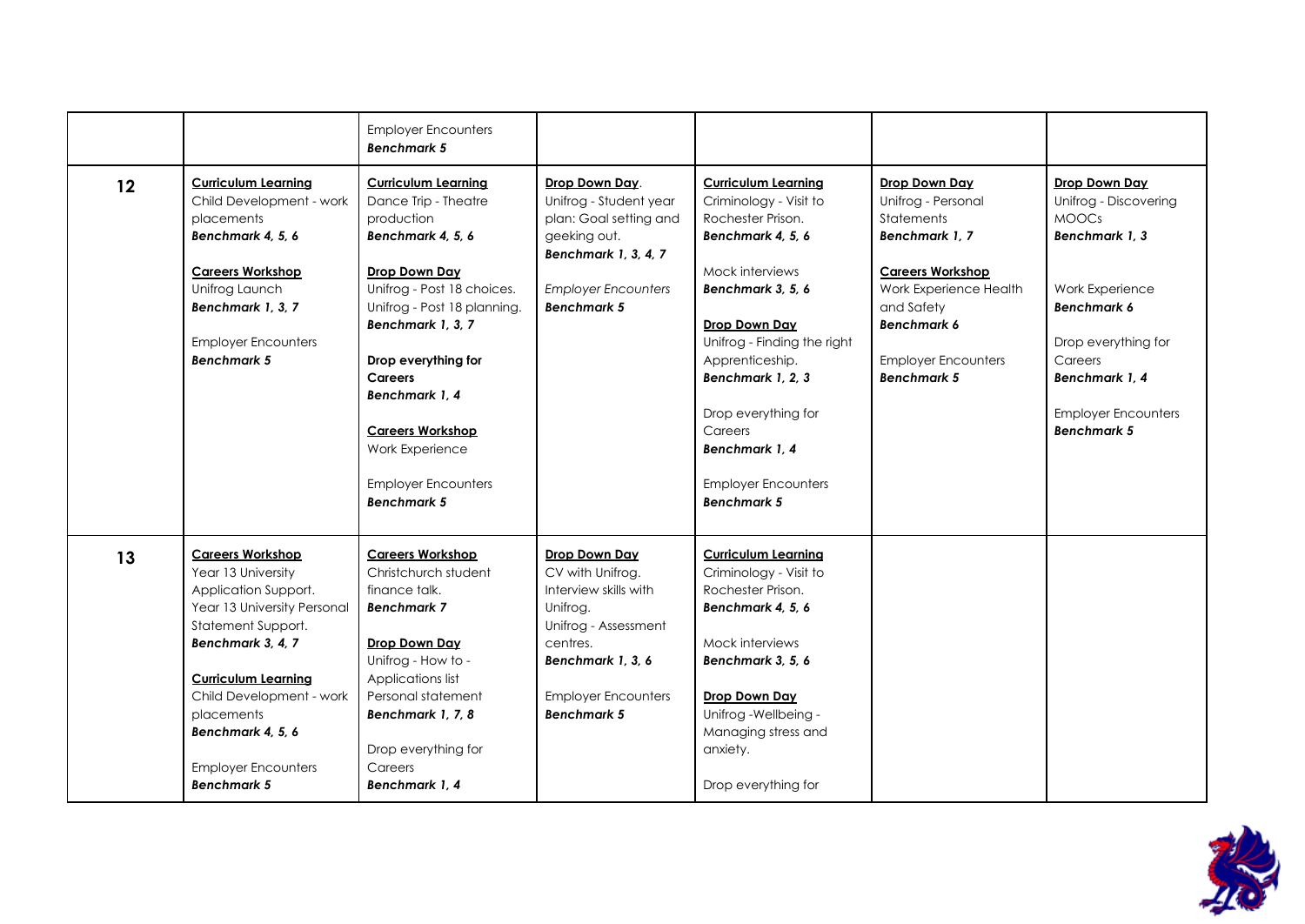| | | | | | | |
|---|---|---|---|---|---|---|
| | | Employer Encounters<br>***Benchmark 5*** | | | | |
| **12** | **<u>Curriculum Learning</u>**<br>Child Development - work placements<br>***Benchmark 4, 5, 6***<br><br>**<u>Careers Workshop</u>**<br>Unifrog Launch<br>***Benchmark 1, 3, 7***<br><br>Employer Encounters<br>***Benchmark 5*** | **<u>Curriculum Learning</u>**<br>Dance Trip - Theatre production<br>***Benchmark 4, 5, 6***<br><br>**<u>Drop Down Day</u>**<br>Unifrog - Post 18 choices.<br>Unifrog - Post 18 planning.<br>***Benchmark 1, 3, 7***<br><br>**Drop everything for Careers**<br>***Benchmark 1, 4***<br><br>**<u>Careers Workshop</u>**<br>Work Experience<br><br>Employer Encounters<br>***Benchmark 5*** | **<u>Drop Down Day</u>**.<br>Unifrog - Student year plan: Goal setting and geeking out.<br>***Benchmark 1, 3, 4, 7***<br><br>*Employer Encounters*<br>***Benchmark 5*** | **<u>Curriculum Learning</u>**<br>Criminology - Visit to Rochester Prison.<br>***Benchmark 4, 5, 6***<br><br>Mock interviews<br>***Benchmark 3, 5, 6***<br><br>**<u>Drop Down Day</u>**<br>Unifrog - Finding the right Apprenticeship.<br>***Benchmark 1, 2, 3***<br><br>Drop everything for Careers<br>***Benchmark 1, 4***<br><br>Employer Encounters<br>***Benchmark 5*** | **<u>Drop Down Day</u>**<br>Unifrog - Personal Statements<br>***Benchmark 1, 7***<br><br>**<u>Careers Workshop</u>**<br>Work Experience Health and Safety<br>***Benchmark 6***<br><br>Employer Encounters<br>***Benchmark 5*** | **<u>Drop Down Day</u>**<br>Unifrog - Discovering MOOCs<br>***Benchmark 1, 3***<br><br>Work Experience<br>***Benchmark 6***<br><br>Drop everything for Careers<br>***Benchmark 1, 4***<br><br>Employer Encounters<br>***Benchmark 5*** |
| **13** | **<u>Careers Workshop</u>**<br>Year 13 University Application Support.<br>Year 13 University Personal Statement Support.<br>***Benchmark 3, 4, 7***<br><br>**<u>Curriculum Learning</u>**<br>Child Development - work placements<br>***Benchmark 4, 5, 6***<br><br>Employer Encounters<br>***Benchmark 5*** | **<u>Careers Workshop</u>**<br>Christchurch student finance talk.<br>***Benchmark 7***<br><br>**<u>Drop Down Day</u>**<br>Unifrog - How to - Applications list<br>Personal statement<br>***Benchmark 1, 7, 8***<br><br>Drop everything for Careers<br>***Benchmark 1, 4*** | **<u>Drop Down Day</u>**<br>CV with Unifrog.<br>Interview skills with Unifrog.<br>Unifrog - Assessment centres.<br>***Benchmark 1, 3, 6***<br><br>Employer Encounters<br>***Benchmark 5*** | **<u>Curriculum Learning</u>**<br>Criminology - Visit to Rochester Prison.<br>***Benchmark 4, 5, 6***<br><br>Mock interviews<br>***Benchmark 3, 5, 6***<br><br>**<u>Drop Down Day</u>**<br>Unifrog -Wellbeing - Managing stress and anxiety.<br><br>Drop everything for | | |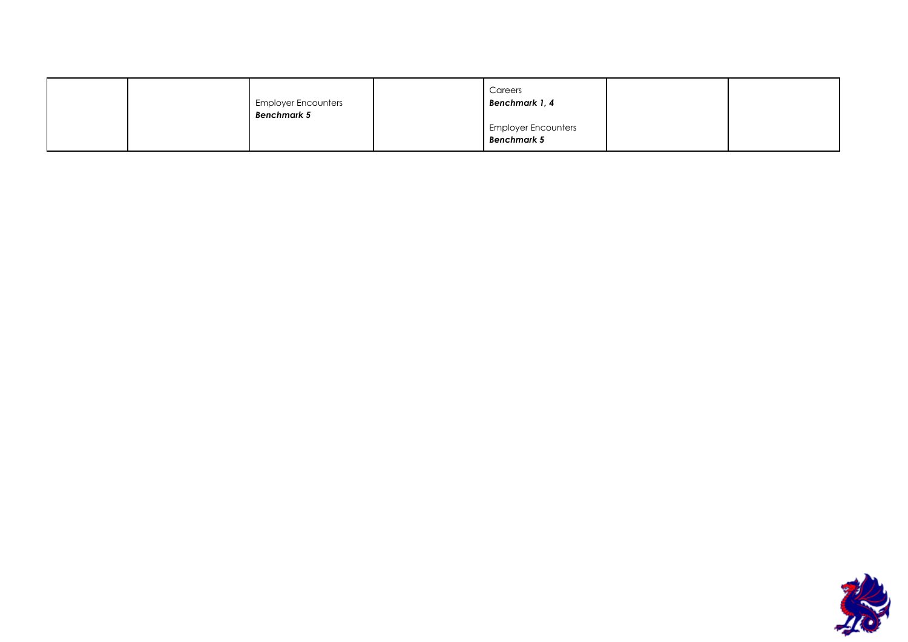| | | | | | | |
|---|---|---|---|---|---|---|
| | | Employer Encounters ***Benchmark 5*** | | Careers ***Benchmark 1, 4*** Employer Encounters ***Benchmark 5*** | | |